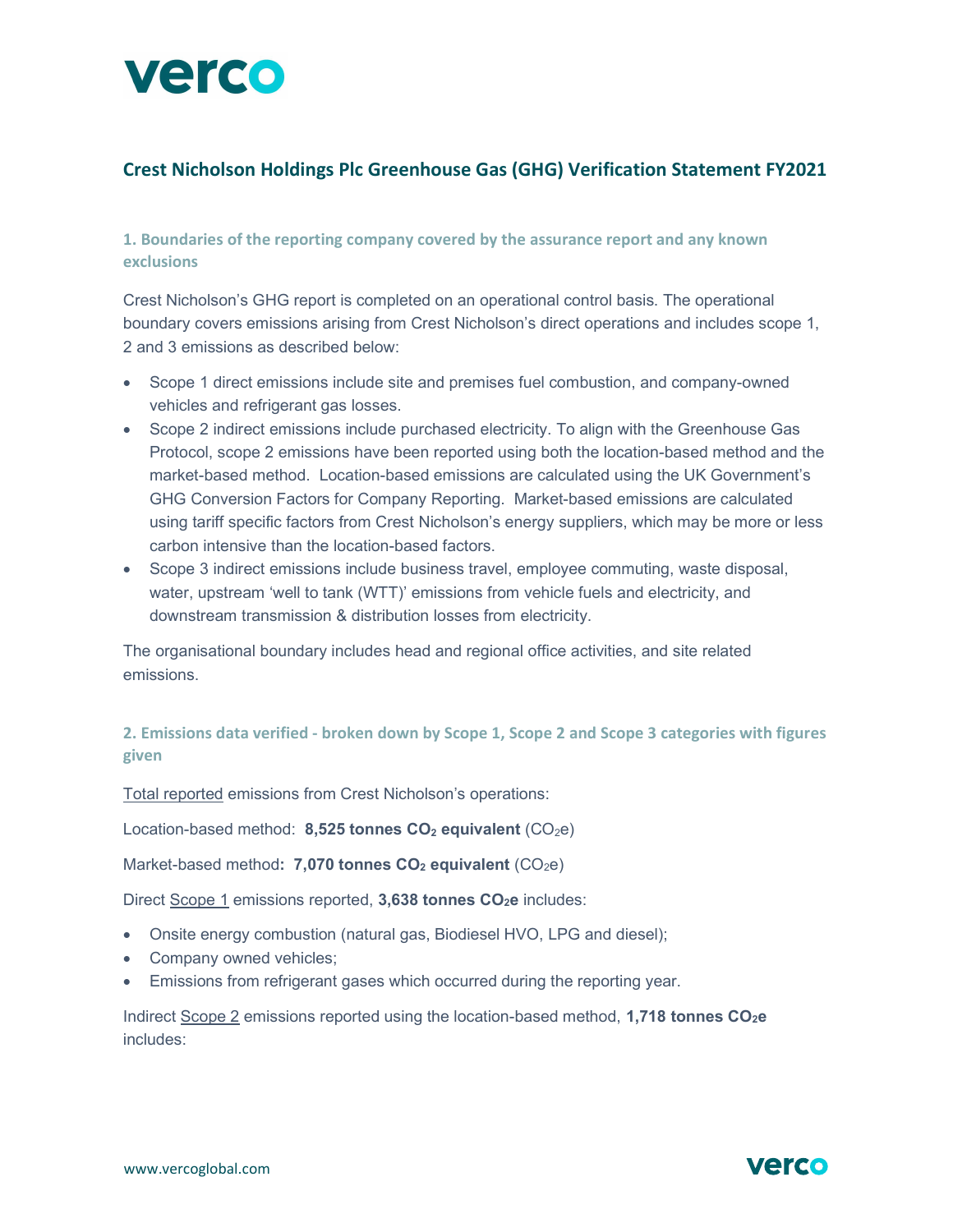# Crest Nicholson Holdings Plc Greenhouse Gas (GHG) Verification Statement FY2021

## 1. Boundaries of the reporting company covered by the assurance report and any known exclusions

Crest Nicholson's GHG report is completed on an operational control basis. The operational boundary covers emissions arising from Crest Nicholson's direct operations and includes scope 1, 2 and 3 emissions as described below:

- Scope 1 direct emissions include site and premises fuel combustion, and company-owned vehicles and refrigerant gas losses.
- Scope 2 indirect emissions include purchased electricity. To align with the Greenhouse Gas Protocol, scope 2 emissions have been reported using both the location-based method and the market-based method. Location-based emissions are calculated using the UK Government's GHG Conversion Factors for Company Reporting. Market-based emissions are calculated using tariff specific factors from Crest Nicholson's energy suppliers, which may be more or less carbon intensive than the location-based factors.
- Scope 3 indirect emissions include business travel, employee commuting, waste disposal, water, upstream 'well to tank (WTT)' emissions from vehicle fuels and electricity, and downstream transmission & distribution losses from electricity.

The organisational boundary includes head and regional office activities, and site related emissions.

## 2. Emissions data verified - broken down by Scope 1, Scope 2 and Scope 3 categories with figures given

Total reported emissions from Crest Nicholson's operations:

Location-based method: **8,525 tonnes $CO_2$ equivalent** ($CO_2$e)

Market-based method**: 7,070 tonnes $CO_2$ equivalent** ($CO_2$e)

Direct Scope 1 emissions reported, **3,638 tonnes $CO_2$e** includes:

- Onsite energy combustion (natural gas, Biodiesel HVO, LPG and diesel);
- Company owned vehicles;
- Emissions from refrigerant gases which occurred during the reporting year.

Indirect Scope 2 emissions reported using the location-based method, **1,718 tonnes $CO_2$e** includes: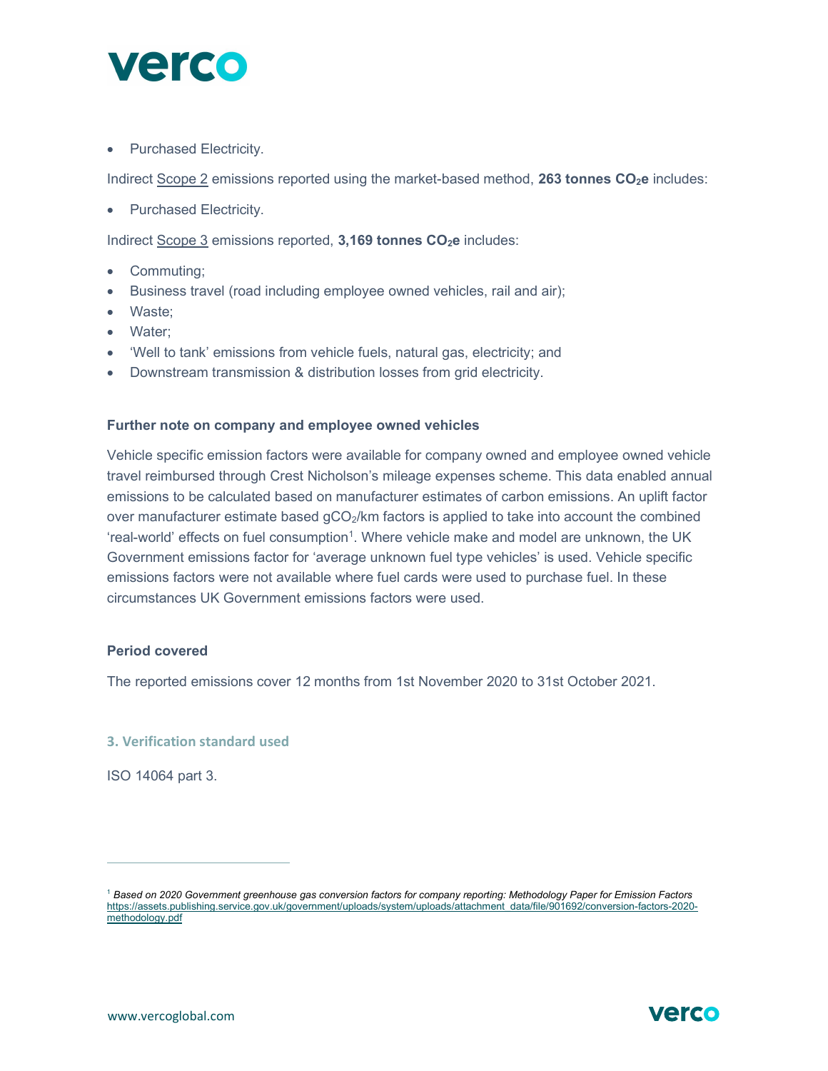- Purchased Electricity.

Indirect Scope 2 emissions reported using the market-based method, **263 tonnes $CO_2$e** includes:

- Purchased Electricity.

Indirect Scope 3 emissions reported, **3,169 tonnes $CO_2$e** includes:

- Commuting;
- Business travel (road including employee owned vehicles, rail and air);
- Waste;
- Water;
- 'Well to tank' emissions from vehicle fuels, natural gas, electricity; and
- Downstream transmission & distribution losses from grid electricity.

**Further note on company and employee owned vehicles**

Vehicle specific emission factors were available for company owned and employee owned vehicle travel reimbursed through Crest Nicholson's mileage expenses scheme. This data enabled annual emissions to be calculated based on manufacturer estimates of carbon emissions. An uplift factor over manufacturer estimate based $gCO_2$/km factors is applied to take into account the combined 'real-world' effects on fuel consumption[1]. Where vehicle make and model are unknown, the UK Government emissions factor for 'average unknown fuel type vehicles' is used. Vehicle specific emissions factors were not available where fuel cards were used to purchase fuel. In these circumstances UK Government emissions factors were used.

**Period covered**

The reported emissions cover 12 months from 1st November 2020 to 31st October 2021.

## 3. Verification standard used

ISO 14064 part 3.

---

[1] *Based on 2020 Government greenhouse gas conversion factors for company reporting: Methodology Paper for Emission Factors* https://assets.publishing.service.gov.uk/government/uploads/system/uploads/attachment_data/file/901692/conversion-factors-2020-methodology.pdf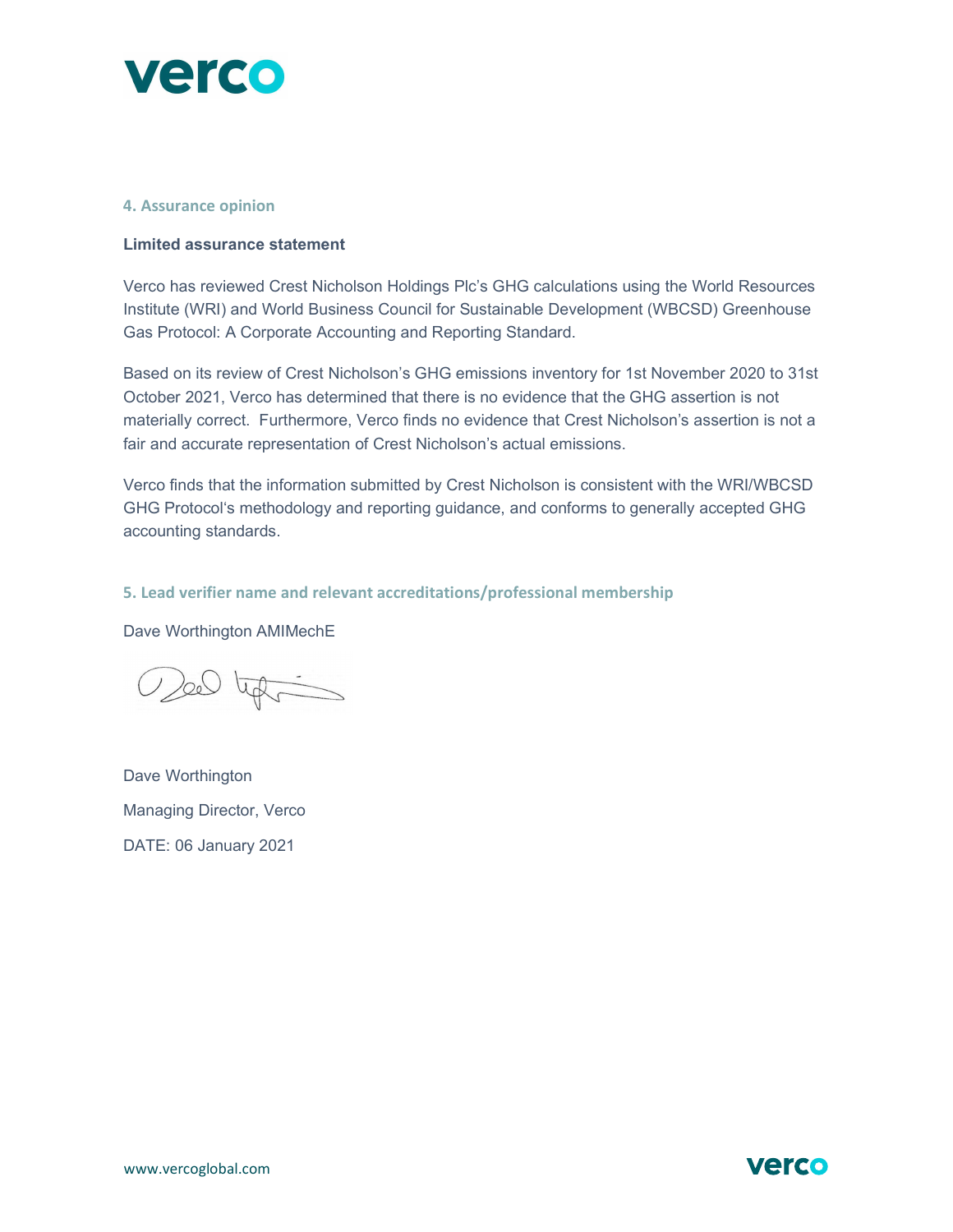## 4. Assurance opinion

**Limited assurance statement**

Verco has reviewed Crest Nicholson Holdings Plc's GHG calculations using the World Resources Institute (WRI) and World Business Council for Sustainable Development (WBCSD) Greenhouse Gas Protocol: A Corporate Accounting and Reporting Standard.

Based on its review of Crest Nicholson's GHG emissions inventory for 1st November 2020 to 31st October 2021, Verco has determined that there is no evidence that the GHG assertion is not materially correct. Furthermore, Verco finds no evidence that Crest Nicholson's assertion is not a fair and accurate representation of Crest Nicholson's actual emissions.

Verco finds that the information submitted by Crest Nicholson is consistent with the WRI/WBCSD GHG Protocol's methodology and reporting guidance, and conforms to generally accepted GHG accounting standards.

## 5. Lead verifier name and relevant accreditations/professional membership

Dave Worthington AMIMechE

Dave Worthington

Managing Director, Verco

DATE: 06 January 2021